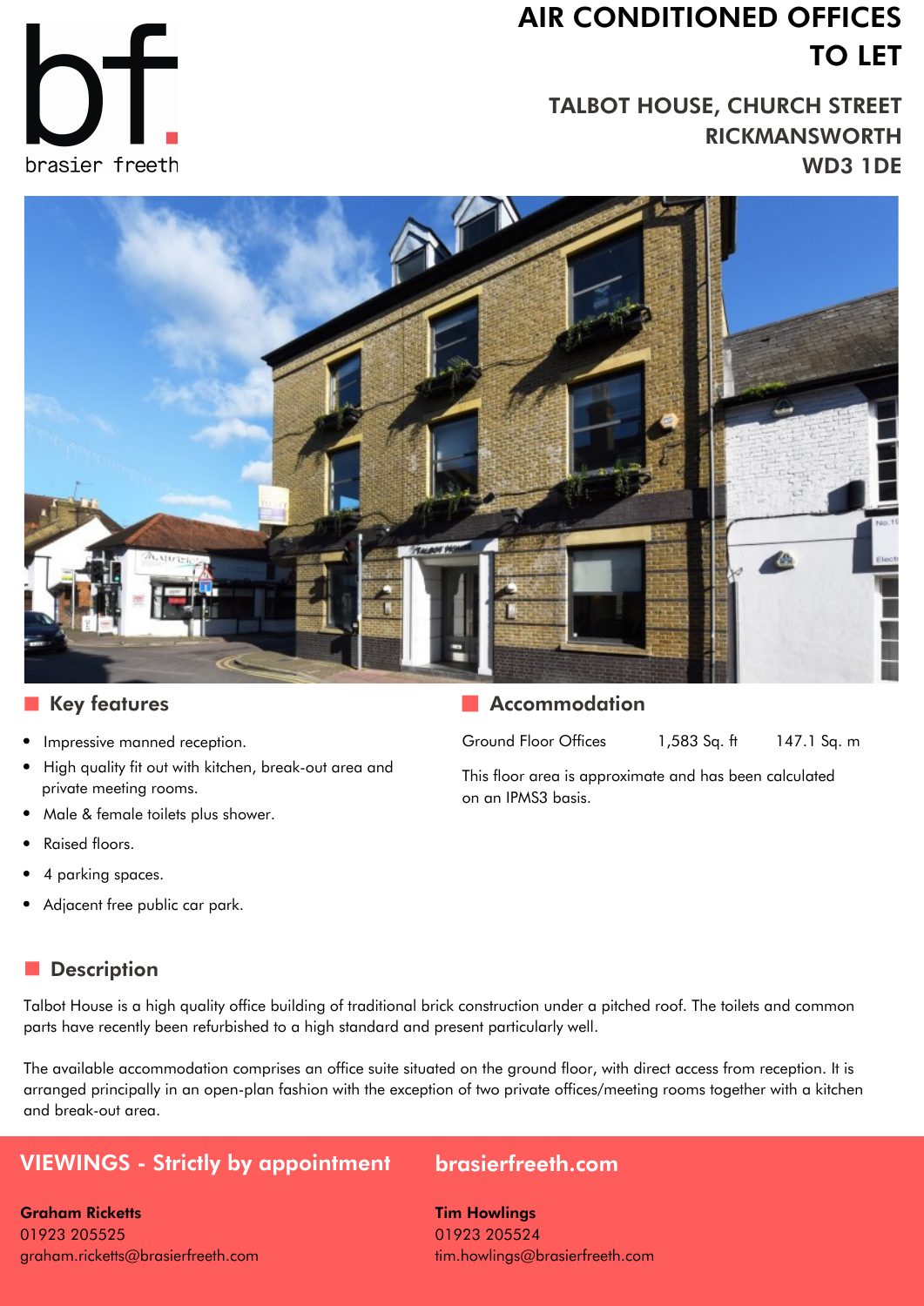bf.
brasier freeth

# AIR CONDITIONED OFFICES TO LET

## TALBOT HOUSE, CHURCH STREET RICKMANSWORTH WD3 1DE

## Key features

- Impressive manned reception.
- High quality fit out with kitchen, break-out area and private meeting rooms.
- Male & female toilets plus shower.
- Raised floors.
- 4 parking spaces.
- Adjacent free public car park.

## Accommodation

| | | |
|---|---|---|
| Ground Floor Offices | 1,583 Sq. ft | 147.1 Sq. m |

This floor area is approximate and has been calculated on an IPMS3 basis.

## Description

Talbot House is a high quality office building of traditional brick construction under a pitched roof. The toilets and common parts have recently been refurbished to a high standard and present particularly well.

The available accommodation comprises an office suite situated on the ground floor, with direct access from reception. It is arranged principally in an open-plan fashion with the exception of two private offices/meeting rooms together with a kitchen and break-out area.

## VIEWINGS - Strictly by appointment

**brasierfreeth.com**

**Graham Ricketts**
01923 205525
graham.ricketts@brasierfreeth.com

**Tim Howlings**
01923 205524
tim.howlings@brasierfreeth.com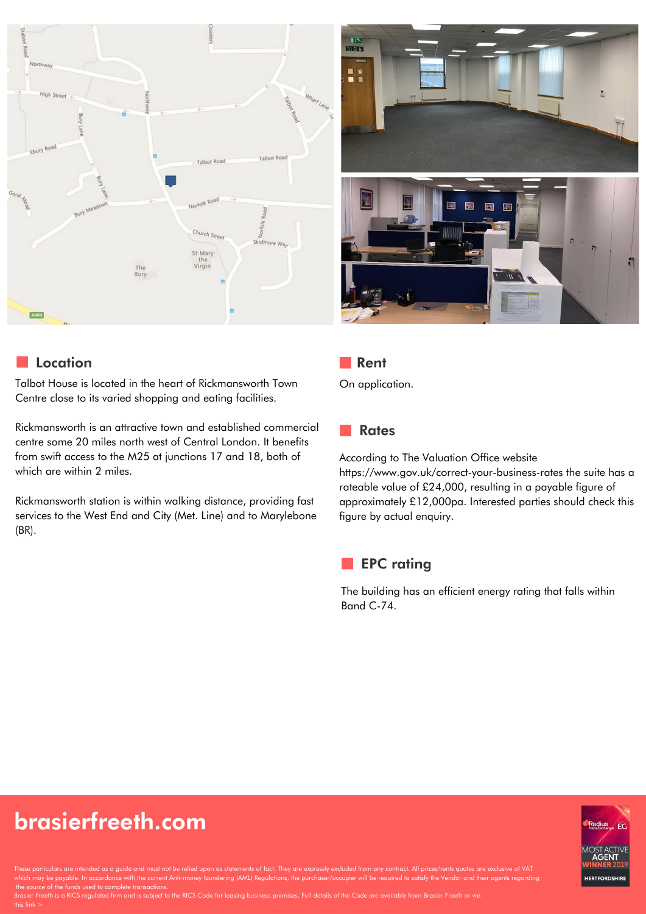## Location

Talbot House is located in the heart of Rickmansworth Town Centre close to its varied shopping and eating facilities.

Rickmansworth is an attractive town and established commercial centre some 20 miles north west of Central London. It benefits from swift access to the M25 at junctions 17 and 18, both of which are within 2 miles.

Rickmansworth station is within walking distance, providing fast services to the West End and City (Met. Line) and to Marylebone (BR).

## Rent

On application.

## Rates

According to The Valuation Office website https://www.gov.uk/correct-your-business-rates the suite has a rateable value of £24,000, resulting in a payable figure of approximately £12,000pa. Interested parties should check this figure by actual enquiry.

## EPC rating

The building has an efficient energy rating that falls within Band C-74.

# brasierfreeth.com

These particulars are intended as a guide and must not be relied upon as statements of fact. They are expressly excluded from any contract. All prices/rents quotes are exclusive of VAT which may be payable. In accordance with the current Anti-money laundering (AML) Regulations, the purchaser/occupier will be required to satisfy the Vendor and their agents regarding the source of the funds used to complete transactions.
Brasier Freeth is a RICS regulated firm and is subject to the RICS Code for leasing business premises. Full details of the Code are available from Brasier Freeth or via this link >

Radius Data Exchange EG MOST ACTIVE AGENT WINNER 2019 HERTFORDSHIRE